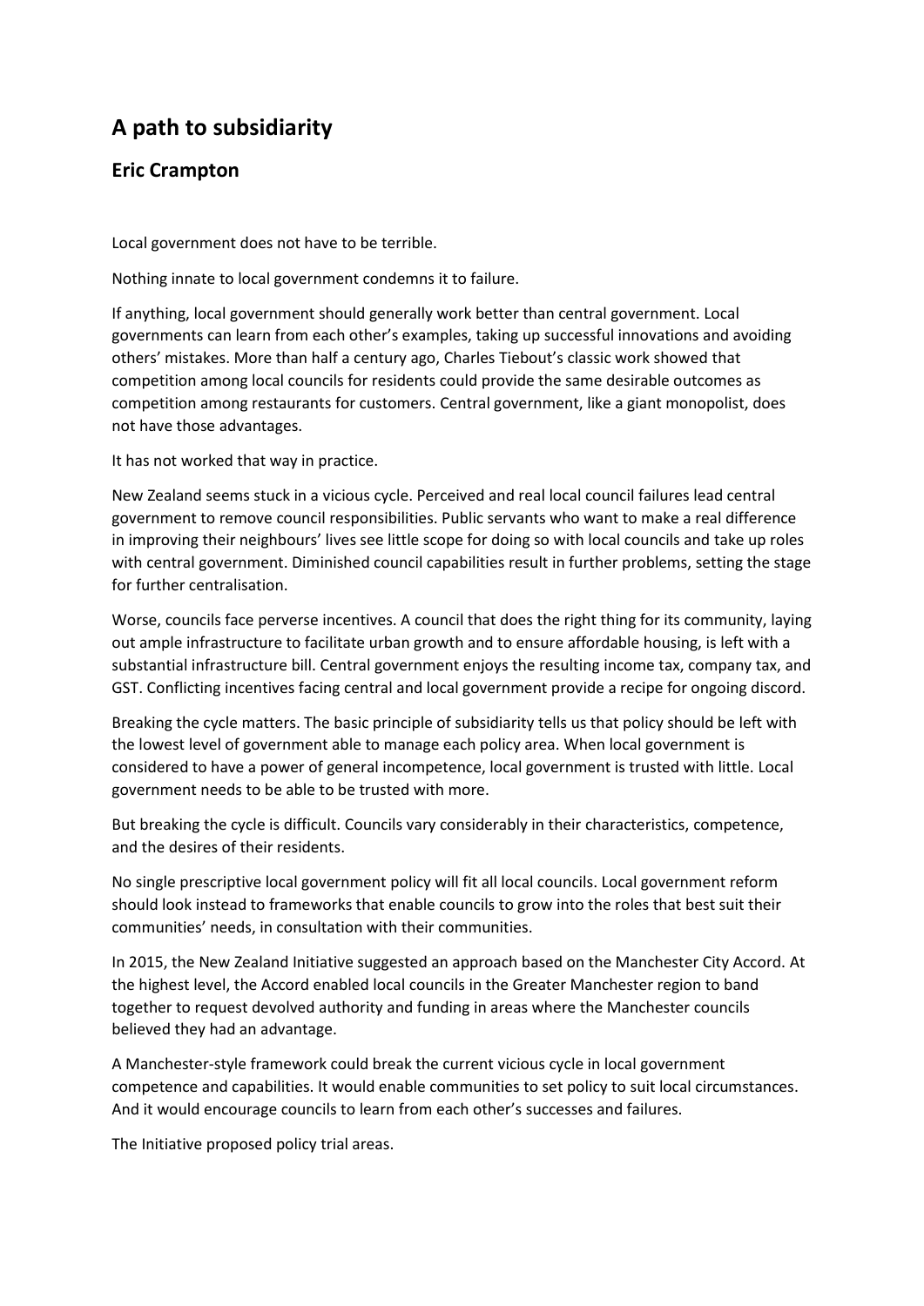# A path to subsidiarity

## Eric Crampton

Local government does not have to be terrible.

Nothing innate to local government condemns it to failure.

If anything, local government should generally work better than central government. Local governments can learn from each other's examples, taking up successful innovations and avoiding others' mistakes. More than half a century ago, Charles Tiebout's classic work showed that competition among local councils for residents could provide the same desirable outcomes as competition among restaurants for customers. Central government, like a giant monopolist, does not have those advantages.

It has not worked that way in practice.

New Zealand seems stuck in a vicious cycle. Perceived and real local council failures lead central government to remove council responsibilities. Public servants who want to make a real difference in improving their neighbours' lives see little scope for doing so with local councils and take up roles with central government. Diminished council capabilities result in further problems, setting the stage for further centralisation.

Worse, councils face perverse incentives. A council that does the right thing for its community, laying out ample infrastructure to facilitate urban growth and to ensure affordable housing, is left with a substantial infrastructure bill. Central government enjoys the resulting income tax, company tax, and GST. Conflicting incentives facing central and local government provide a recipe for ongoing discord.

Breaking the cycle matters. The basic principle of subsidiarity tells us that policy should be left with the lowest level of government able to manage each policy area. When local government is considered to have a power of general incompetence, local government is trusted with little. Local government needs to be able to be trusted with more.

But breaking the cycle is difficult. Councils vary considerably in their characteristics, competence, and the desires of their residents.

No single prescriptive local government policy will fit all local councils. Local government reform should look instead to frameworks that enable councils to grow into the roles that best suit their communities' needs, in consultation with their communities.

In 2015, the New Zealand Initiative suggested an approach based on the Manchester City Accord. At the highest level, the Accord enabled local councils in the Greater Manchester region to band together to request devolved authority and funding in areas where the Manchester councils believed they had an advantage.

A Manchester-style framework could break the current vicious cycle in local government competence and capabilities. It would enable communities to set policy to suit local circumstances. And it would encourage councils to learn from each other's successes and failures.

The Initiative proposed policy trial areas.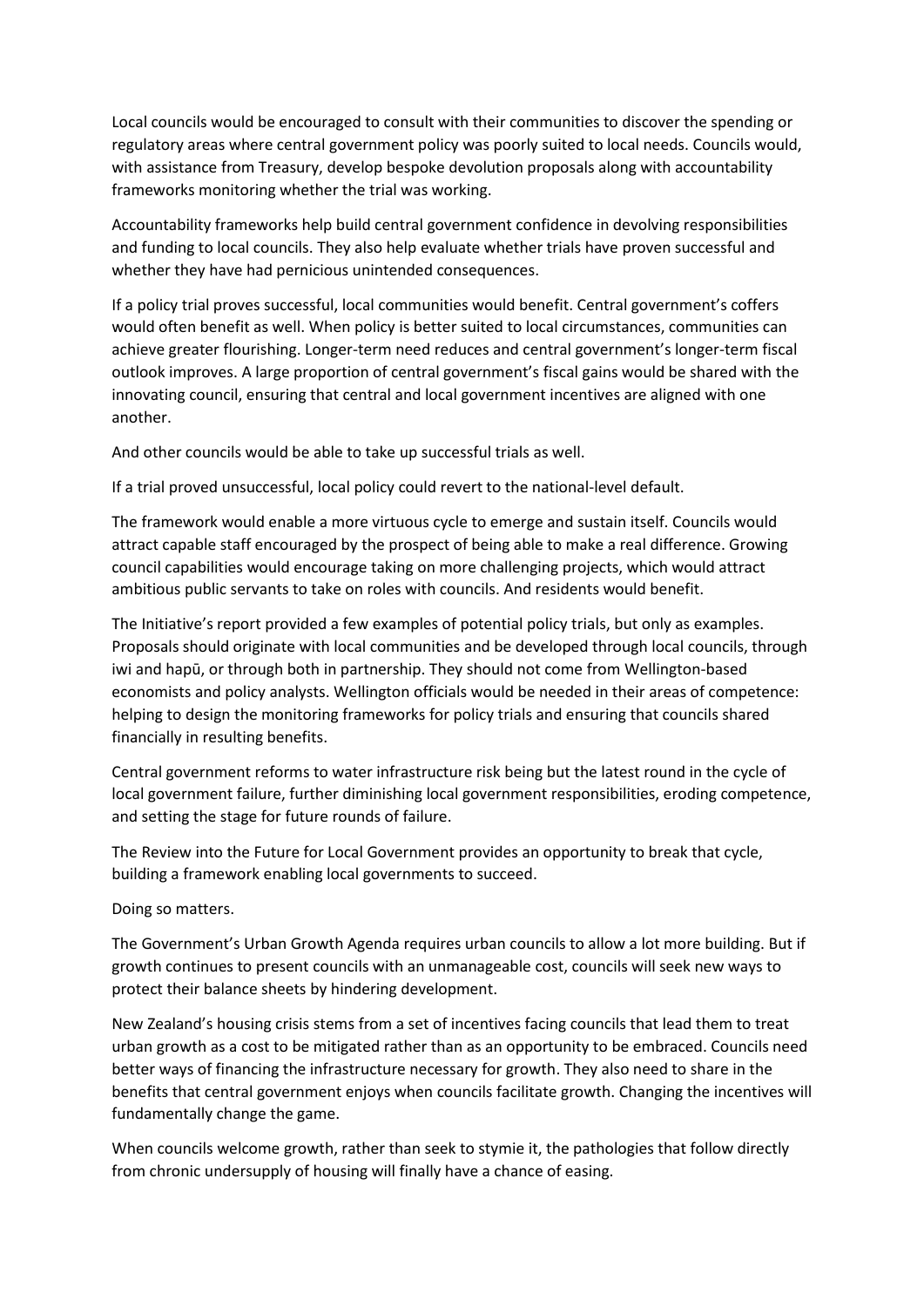Local councils would be encouraged to consult with their communities to discover the spending or regulatory areas where central government policy was poorly suited to local needs. Councils would, with assistance from Treasury, develop bespoke devolution proposals along with accountability frameworks monitoring whether the trial was working.

Accountability frameworks help build central government confidence in devolving responsibilities and funding to local councils. They also help evaluate whether trials have proven successful and whether they have had pernicious unintended consequences.

If a policy trial proves successful, local communities would benefit. Central government's coffers would often benefit as well. When policy is better suited to local circumstances, communities can achieve greater flourishing. Longer-term need reduces and central government's longer-term fiscal outlook improves. A large proportion of central government's fiscal gains would be shared with the innovating council, ensuring that central and local government incentives are aligned with one another.

And other councils would be able to take up successful trials as well.

If a trial proved unsuccessful, local policy could revert to the national-level default.

The framework would enable a more virtuous cycle to emerge and sustain itself. Councils would attract capable staff encouraged by the prospect of being able to make a real difference. Growing council capabilities would encourage taking on more challenging projects, which would attract ambitious public servants to take on roles with councils. And residents would benefit.

The Initiative's report provided a few examples of potential policy trials, but only as examples. Proposals should originate with local communities and be developed through local councils, through iwi and hapū, or through both in partnership. They should not come from Wellington-based economists and policy analysts. Wellington officials would be needed in their areas of competence: helping to design the monitoring frameworks for policy trials and ensuring that councils shared financially in resulting benefits.

Central government reforms to water infrastructure risk being but the latest round in the cycle of local government failure, further diminishing local government responsibilities, eroding competence, and setting the stage for future rounds of failure.

The Review into the Future for Local Government provides an opportunity to break that cycle, building a framework enabling local governments to succeed.

Doing so matters.

The Government's Urban Growth Agenda requires urban councils to allow a lot more building. But if growth continues to present councils with an unmanageable cost, councils will seek new ways to protect their balance sheets by hindering development.

New Zealand's housing crisis stems from a set of incentives facing councils that lead them to treat urban growth as a cost to be mitigated rather than as an opportunity to be embraced. Councils need better ways of financing the infrastructure necessary for growth. They also need to share in the benefits that central government enjoys when councils facilitate growth. Changing the incentives will fundamentally change the game.

When councils welcome growth, rather than seek to stymie it, the pathologies that follow directly from chronic undersupply of housing will finally have a chance of easing.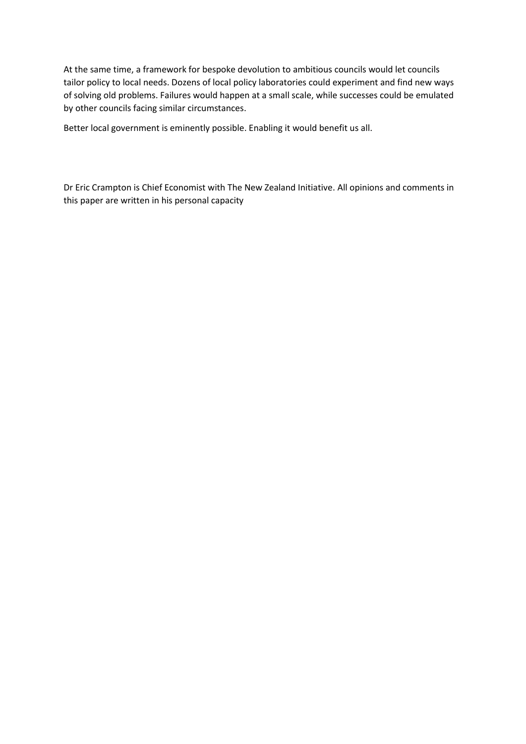At the same time, a framework for bespoke devolution to ambitious councils would let councils tailor policy to local needs. Dozens of local policy laboratories could experiment and find new ways of solving old problems. Failures would happen at a small scale, while successes could be emulated by other councils facing similar circumstances.

Better local government is eminently possible. Enabling it would benefit us all.

Dr Eric Crampton is Chief Economist with The New Zealand Initiative. All opinions and comments in this paper are written in his personal capacity